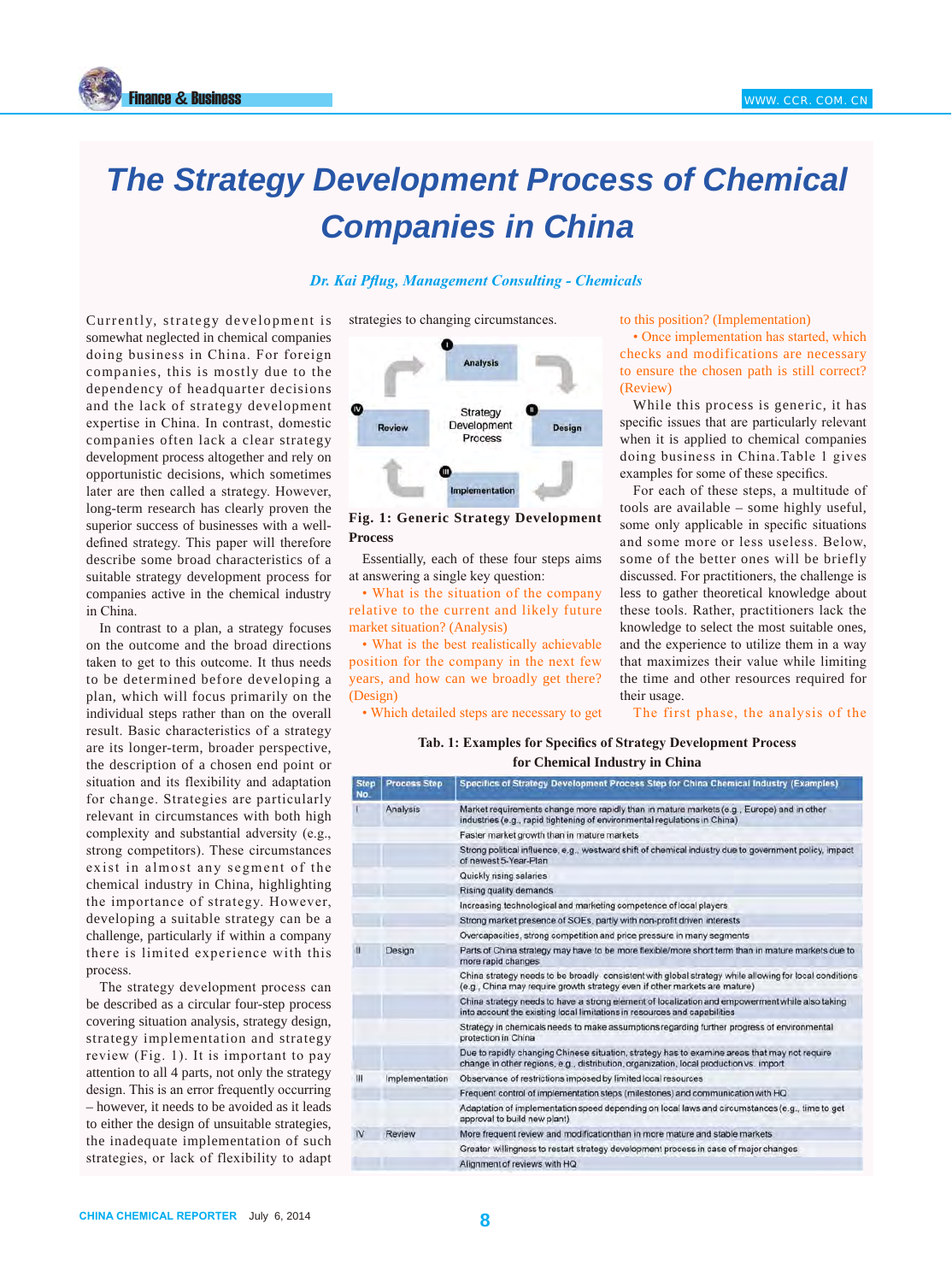# The Strategy Development Process of Chemical Companies in China

*Dr. Kai Pflug, Management Consulting - Chemicals*

Currently, strategy development is somewhat neglected in chemical companies doing business in China. For foreign companies, this is mostly due to the dependency of headquarter decisions and the lack of strategy development expertise in China. In contrast, domestic companies often lack a clear strategy development process altogether and rely on opportunistic decisions, which sometimes later are then called a strategy. However, long-term research has clearly proven the superior success of businesses with a well-defined strategy. This paper will therefore describe some broad characteristics of a suitable strategy development process for companies active in the chemical industry in China.

In contrast to a plan, a strategy focuses on the outcome and the broad directions taken to get to this outcome. It thus needs to be determined before developing a plan, which will focus primarily on the individual steps rather than on the overall result. Basic characteristics of a strategy are its longer-term, broader perspective, the description of a chosen end point or situation and its flexibility and adaptation for change. Strategies are particularly relevant in circumstances with both high complexity and substantial adversity (e.g., strong competitors). These circumstances exist in almost any segment of the chemical industry in China, highlighting the importance of strategy. However, developing a suitable strategy can be a challenge, particularly if within a company there is limited experience with this process.

The strategy development process can be described as a circular four-step process covering situation analysis, strategy design, strategy implementation and strategy review (Fig. 1). It is important to pay attention to all 4 parts, not only the strategy design. This is an error frequently occurring – however, it needs to be avoided as it leads to either the design of unsuitable strategies, the inadequate implementation of such strategies, or lack of flexibility to adapt strategies to changing circumstances.

I Analysis

II Design

III Implementation

IV Review

Strategy Development Process

**Fig. 1: Generic Strategy Development Process**

Essentially, each of these four steps aims at answering a single key question:

- What is the situation of the company relative to the current and likely future market situation? (Analysis)
- What is the best realistically achievable position for the company in the next few years, and how can we broadly get there? (Design)
- Which detailed steps are necessary to get to this position? (Implementation)
- Once implementation has started, which checks and modifications are necessary to ensure the chosen path is still correct? (Review)

While this process is generic, it has specific issues that are particularly relevant when it is applied to chemical companies doing business in China.Table 1 gives examples for some of these specifics.

For each of these steps, a multitude of tools are available – some highly useful, some only applicable in specific situations and some more or less useless. Below, some of the better ones will be briefly discussed. For practitioners, the challenge is less to gather theoretical knowledge about these tools. Rather, practitioners lack the knowledge to select the most suitable ones, and the experience to utilize them in a way that maximizes their value while limiting the time and other resources required for their usage.

The first phase, the analysis of the

**Tab. 1: Examples for Specifics of Strategy Development Process for Chemical Industry in China**

| Step No. | Process Step | Specifics of Strategy Development Process Step for China Chemical Industry (Examples) |
|---|---|---|
| I | Analysis | Market requirements change more rapidly than in mature markets (e.g., Europe) and in other industries (e.g., rapid tightening of environmental regulations in China) |
| | | Faster market growth than in mature markets |
| | | Strong political influence, e.g., westward shift of chemical industry due to government policy, impact of newest 5-Year-Plan |
| | | Quickly rising salaries |
| | | Rising quality demands |
| | | Increasing technological and marketing competence of local players |
| | | Strong market presence of SOEs, partly with non-profit driven interests |
| | | Overcapacities, strong competition and price pressure in many segments |
| II | Design | Parts of China strategy may have to be more flexible/more short term than in mature markets due to more rapid changes |
| | | China strategy needs to be broadly consistent with global strategy while allowing for local conditions (e.g., China may require growth strategy even if other markets are mature) |
| | | China strategy needs to have a strong element of localization and empowerment while also taking into account the existing local limitations in resources and capabilities |
| | | Strategy in chemicals needs to make assumptions regarding further progress of environmental protection in China |
| | | Due to rapidly changing Chinese situation, strategy has to examine areas that may not require change in other regions, e.g., distribution, organization, local production vs. import |
| III | Implementation | Observance of restrictions imposed by limited local resources |
| | | Frequent control of implementation steps (milestones) and communication with HQ |
| | | Adaptation of implementation speed depending on local laws and circumstances (e.g., time to get approval to build new plant!) |
| IV | Review | More frequent review and modification than in more mature and stable markets |
| | | Greater willingness to restart strategy development process in case of major changes |
| | | Alignment of reviews with HQ |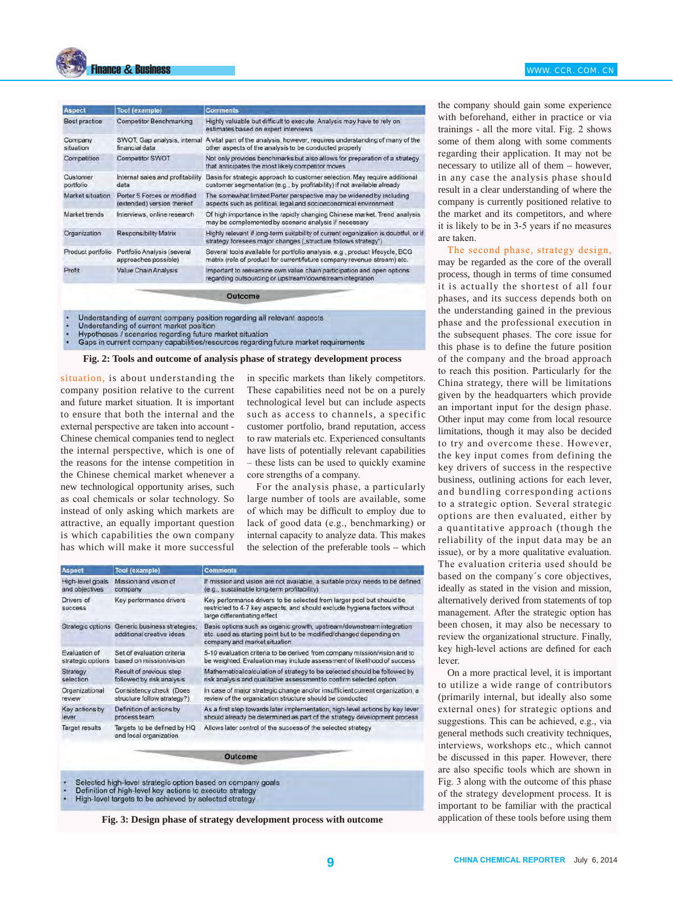| Aspect | Tool (example) | Comments |
|---|---|---|
| Best practice | Competitor Benchmarking | Highly valuable but difficult to execute. Analysis may have to rely on estimates based on expert interviews |
| Company situation | SWOT, Gap analysis, internal financial data | A vital part of the analysis, however, requires understanding of many of the other aspects of the analysis to be conducted properly |
| Competition | Competitor SWOT | Not only provides benchmarks but also allows for preparation of a strategy that anticipates the most likely competitor moves |
| Customer portfolio | Internal sales and profitability data | Basis for strategic approach to customer selection. May require additional customer segmentation (e.g., by profitability) if not available already |
| Market situation | Porter 5 Forces or modified (extended) version thereof | The somewhat limited Porter perspective may be widened by including aspects such as political, legal and socioeconomical environment |
| Market trends | Interviews, online research | Of high importance in the rapidly changing Chinese market. Trend analysis may be complemented by scenario analysis if necessary |
| Organization | Responsibility Matrix | Highly relevant if long-term suitability of current organization is doubtful, or if strategy foresees major changes („structure follows strategy") |
| Product portfolio | Portfolio Analysis (several approaches possible) | Several tools available for portfolio analysis, e.g., product lifecycle, BCG matrix (role of product for current/future company revenue stream) etc. |
| Profit | Value Chain Analysis | Important to reexamine own value chain participation and open options regarding outsourcing or upstream/downstream integration |

**Outcome**

- Understanding of current company position regarding all relevant aspects
- Understanding of current market position
- Hypotheses / scenarios regarding future market situation
- Gaps in current company capabilities/resources regarding future market requirements

**Fig. 2: Tools and outcome of analysis phase of strategy development process**

situation, is about understanding the company position relative to the current and future market situation. It is important to ensure that both the internal and the external perspective are taken into account - Chinese chemical companies tend to neglect the internal perspective, which is one of the reasons for the intense competition in the Chinese chemical market whenever a new technological opportunity arises, such as coal chemicals or solar technology. So instead of only asking which markets are attractive, an equally important question is which capabilities the own company has which will make it more successful in specific markets than likely competitors. These capabilities need not be on a purely technological level but can include aspects such as access to channels, a specific customer portfolio, brand reputation, access to raw materials etc. Experienced consultants have lists of potentially relevant capabilities – these lists can be used to quickly examine core strengths of a company.

For the analysis phase, a particularly large number of tools are available, some of which may be difficult to employ due to lack of good data (e.g., benchmarking) or internal capacity to analyze data. This makes the selection of the preferable tools – which the company should gain some experience with beforehand, either in practice or via trainings - all the more vital. Fig. 2 shows some of them along with some comments regarding their application. It may not be necessary to utilize all of them – however, in any case the analysis phase should result in a clear understanding of where the company is currently positioned relative to the market and its competitors, and where it is likely to be in 3-5 years if no measures are taken.

The second phase, strategy design, may be regarded as the core of the overall process, though in terms of time consumed it is actually the shortest of all four phases, and its success depends both on the understanding gained in the previous phase and the professional execution in the subsequent phases. The core issue for this phase is to define the future position of the company and the broad approach to reach this position. Particularly for the China strategy, there will be limitations given by the headquarters which provide an important input for the design phase. Other input may come from local resource limitations, though it may also be decided to try and overcome these. However, the key input comes from defining the key drivers of success in the respective business, outlining actions for each lever, and bundling corresponding actions to a strategic option. Several strategic options are then evaluated, either by a quantitative approach (though the reliability of the input data may be an issue), or by a more qualitative evaluation. The evaluation criteria used should be based on the company´s core objectives, ideally as stated in the vision and mission, alternatively derived from statements of top management. After the strategic option has been chosen, it may also be necessary to review the organizational structure. Finally, key high-level actions are defined for each lever.

On a more practical level, it is important to utilize a wide range of contributors (primarily internal, but ideally also some external ones) for strategic options and suggestions. This can be achieved, e.g., via general methods such creativity techniques, interviews, workshops etc., which cannot be discussed in this paper. However, there are also specific tools which are shown in Fig. 3 along with the outcome of this phase of the strategy development process. It is important to be familiar with the practical application of these tools before using them

| Aspect | Tool (example) | Comments |
|---|---|---|
| High-level goals and objectives | Mission and vision of company | If mission and vision are not available, a suitable proxy needs to be defined (e.g., sustainable long-term profitability) |
| Drivers of success | Key performance drivers | Key performance drivers to be selected from larger pool but should be restricted to 4-7 key aspects, and should exclude hygiene factors without large differentiating effect |
| Strategic options | Generic business strategies; additional creative ideas | Basic options such as organic growth, upstream/downstream integration etc. used as starting point but to be modified/changed depending on company and market situation |
| Evaluation of strategic options | Set of evaluation criteria based on mission/vision | 5-10 evaluation criteria to be derived from company mission/vision and to be weighted. Evaluation may include assessment of likelihood of success |
| Strategy selection | Result of previous step followed by risk analysis | Mathematical calculation of strategy to be selected should be followed by risk analysis and qualitative assessment to confirm selected option |
| Organizational review | Consistency check (Does structure follow strategy?) | In case of major strategic change and/or insufficient current organization, a review of the organization structure should be conducted |
| Key actions by lever | Definition of actions by process team | As a first step towards later implementation, high-level actions by key lever should already be determined as part of the strategy development process |
| Target results | Targets to be defined by HQ and local organization | Allows later control of the success of the selected strategy |

**Outcome**

- Selected high-level strategic option based on company goals
- Definition of high-level key actions to execute strategy
- High-level targets to be achieved by selected strategy

**Fig. 3: Design phase of strategy development process with outcome**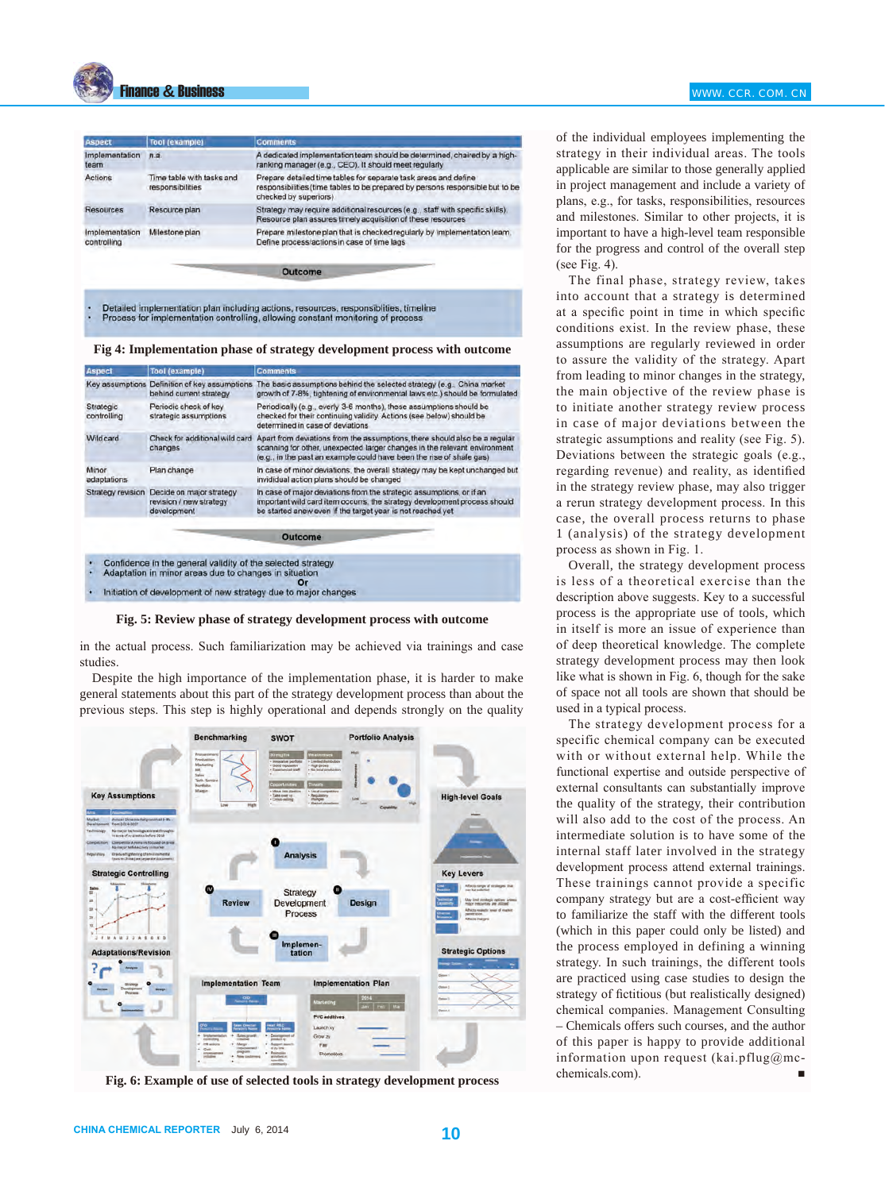| Aspect | Tool (example) | Comments |
|---|---|---|
| Implementation team | n.a. | A dedicated implementation team should be determined, chaired by a high-ranking manager (e.g., CEO). It should meet regularly |
| Actions | Time table with tasks and responsibilities | Prepare detailed time tables for separate task areas and define responsibilities (time tables to be prepared by persons responsible but to be checked by superiors) |
| Resources | Resource plan | Strategy may require additional resources (e.g., staff with specific skills). Resource plan assures timely acquisition of these resources |
| Implementation controlling | Milestone plan | Prepare milestone plan that is checked regularly by implementation team. Define process/actions in case of time lags |

**Outcome**

- Detailed implementation plan including actions, resources, responsibilities, timeline
- Process for implementation controlling, allowing constant monitoring of process

**Fig 4: Implementation phase of strategy development process with outcome**

| Aspect | Tool (example) | Comments |
|---|---|---|
| Key assumptions | Definition of key assumptions behind current strategy | The basic assumptions behind the selected strategy (e.g., China market growth of 7-8%, tightening of environmental laws etc.) should be formulated |
| Strategic controlling | Periodic check of key strategic assumptions | Periodically (e.g., every 3-6 months), these assumptions should be checked for their continuing validity. Actions (see below) should be determined in case of deviations |
| Wild card | Check for additional wild card changes | Apart from deviations from the assumptions, there should also be a regular scanning for other, unexpected larger changes in the relevant environment (e.g., in the past an example could have been the rise of shale gas) |
| Minor adaptations | Plan change | In case of minor deviations, the overall strategy may be kept unchanged but invididual action plans should be changed |
| Strategy revision | Decide on major strategy revision / new strategy development | In case of major deviations from the strategic assumptions, or if an important wild card item occurs, the strategy development process should be started anew even if the target year is not reached yet |

**Outcome**

- Confidence in the general validity of the selected strategy
- Adaptation in minor areas due to changes in situation

Or

- Initiation of development of new strategy due to major changes

**Fig. 5: Review phase of strategy development process with outcome**

in the actual process. Such familiarization may be achieved via trainings and case studies.

Despite the high importance of the implementation phase, it is harder to make general statements about this part of the strategy development process than about the previous steps. This step is highly operational and depends strongly on the quality of the individual employees implementing the strategy in their individual areas. The tools applicable are similar to those generally applied in project management and include a variety of plans, e.g., for tasks, responsibilities, resources and milestones. Similar to other projects, it is important to have a high-level team responsible for the progress and control of the overall step (see Fig. 4).

The final phase, strategy review, takes into account that a strategy is determined at a specific point in time in which specific conditions exist. In the review phase, these assumptions are regularly reviewed in order to assure the validity of the strategy. Apart from leading to minor changes in the strategy, the main objective of the review phase is to initiate another strategy review process in case of major deviations between the strategic assumptions and reality (see Fig. 5). Deviations between the strategic goals (e.g., regarding revenue) and reality, as identified in the strategy review phase, may also trigger a rerun strategy development process. In this case, the overall process returns to phase 1 (analysis) of the strategy development process as shown in Fig. 1.

Overall, the strategy development process is less of a theoretical exercise than the description above suggests. Key to a successful process is the appropriate use of tools, which in itself is more an issue of experience than of deep theoretical knowledge. The complete strategy development process may then look like what is shown in Fig. 6, though for the sake of space not all tools are shown that should be used in a typical process.

The strategy development process for a specific chemical company can be executed with or without external help. While the functional expertise and outside perspective of external consultants can substantially improve the quality of the strategy, their contribution will also add to the cost of the process. An intermediate solution is to have some of the internal staff later involved in the strategy development process attend external trainings. These trainings cannot provide a specific company strategy but are a cost-efficient way to familiarize the staff with the different tools (which in this paper could only be listed) and the process employed in defining a winning strategy. In such trainings, the different tools are practiced using case studies to design the strategy of fictitious (but realistically designed) chemical companies. Management Consulting – Chemicals offers such courses, and the author of this paper is happy to provide additional information upon request (kai.pflug@mc-chemicals.com). ■

Benchmarking
SWOT
Portfolio Analysis
Key Assumptions
High-level Goals
Strategic Controlling
Key Levers
Analysis
Review
Strategy Development Process
Design
Implementation
Adaptations/Revision
Strategic Options
Implementation Team
Implementation Plan

**Fig. 6: Example of use of selected tools in strategy development process**